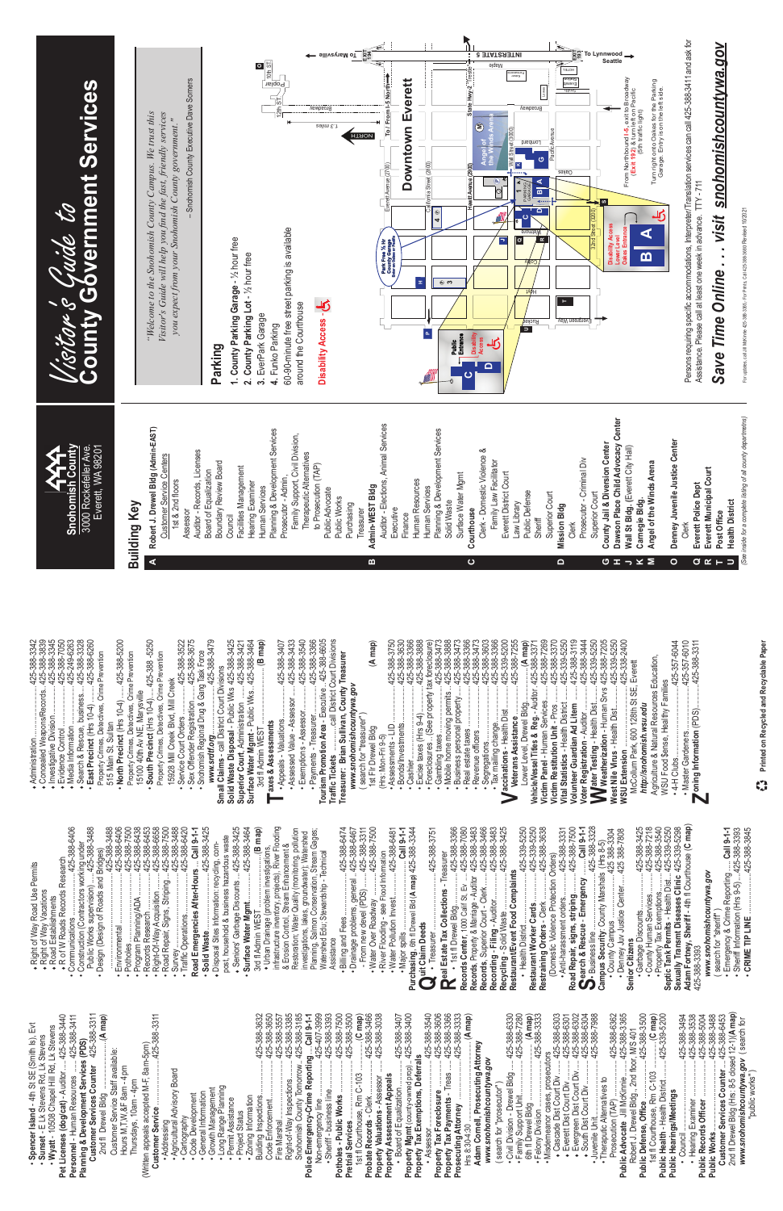# Visitor's Guide to County Government Services

**Snohomish County**
3000 Rockefeller Ave.
Everett, WA 98201

*"Welcome to the Snohomish County Campus. We trust this Visitor's Guide will help you find the fast, friendly services you expect from your Snohomish County government."*

– Snohomish County Executive Dave Somers

## Building Key

**A Robert J. Drewel Bldg (Admin-EAST)**
- Customer Service Centers 1st & 2nd floors
- Assessor
- Auditor - Records, Licenses
- Board of Equalization
- Boundary Review Board
- Council
- Facilities Management
- Hearing Examiner
- Human Services
- Planning & Development Services
- Prosecutor - Admin., Family Support, Civil Division, Therapeutic Alternatives to Prosecution (TAP)
- Public Advocate
- Public Works
- Purchasing
- Treasurer

**B Admin-WEST Bldg**
- Auditor - Elections, Animal Services
- Executive
- Finance
- Human Resources
- Human Services
- Planning & Development Services
- Solid Waste
- Surface Water Mgmt

**C Courthouse**
- Clerk - Domestic Violence & Family Law Facilitator
- Everett District Court
- Law Library
- Public Defense
- Sheriff
- Superior Court

**D Mission Bldg**
- Clerk
- Prosecutor - Criminal Div
- Superior Court

**G** County Jail & Diversion Center
**H** Dawson Place Child Advocacy Center
**J** Wall St Bldg. (Everett City Hall)
**K** Carnegie Bldg.
**M** Angel of the Winds Arena
**O** Denney Juvenile Justice Center
- Clerk

**Q** Everett Police Dept
**R** Everett Municipal Court
**T** Post Office
**U** Health District

(See inside for a complete listing of all county departments)

## Parking

1. County Parking Garage - ½ hour free
2. County Parking Lot - ½ hour free
3. EverPark Garage
4. Funko Parking

60-90-minute free street parking is available around the Courthouse

Disability Access

## Downtown Everett

From Northbound I-5, exit to Broadway (Exit 192) & turn left on Pacific (5th traffic light).

Turn right onto Oakes for the Parking Garage. Entry is on the left side.

Persons requiring specific accommodations, Interpreter/Translation services can call 425-388-3411 and ask for Assistance. Please call at least one week in advance. TTY: 711

## Save Time Online . . . visit snohomishcountywa.gov

---

- Spencer Island - 4th St SE (Smith Is) Evt
- Sunset - E Lk Stevens Rd, Lk Stevens
- Wyatt - 10508 Chapel Hill Rd, Lk Stevens

**Pet Licenses (dog/cat)** - Auditor .... 425-388-3440
**Personnel** - Human Resources ..... 425-388-3411
**Planning & Development Services (PDS)**
**Customer Services Counter** 425-388-3311
2nd fl Drewel Bldg ....... (A map)
Customer Service Staff available: Hours M,T,W,F 8am - 4pm; Thursdays, 10am - 4pm
(Written appeals accepted M-F, 8am-5pm)
**Customer Service** ..... 425-388-3311
- Addressing
- Agricultural Advisory Board
- Cartography
- Code Development
- General Information
- Growth Management
- Long Range Planning
- Permit Assistance
- Project Status
- Zoning Information

Building Inspections .... 425-388-3632
Code Enforcement ...... 425-388-3650
Fire Marshal ........ 425-388-3557
Right-of-Way Inspections .... 425-388-3385
Snohomish County Tomorrow .. 425-388-3185
**Police Emergency-Crime Reporting** ... **Call 9-1-1**
Non-emergency line ...... 425-407-3999
- Sheriff - business line ..... 425-388-3393

**Potholes - Public Works** ........ 425-388-7500
**Pretrial Services** ........ 425-388-3500
1st fl Courthouse, Rm C-103 ...... (C map)
**Probate Records** - Clerk ...... 425-388-3466
**Property Valuations** - Assessor .... 425-388-3038
**Property Assessment Appeals**
- Board of Equalization ..... 425-388-3407

**Property Mgmt** (county-owned prop) ... 425-388-3400
**Property Tax Exemptions, Deferrals**
- Assessor ........ 425-388-3540

**Property Tax Foreclosure** ...... 425-388-3606
**Property Tax Payments** - Treas .... 425-388-3366
**Prosecuting Attorney** ...... 425-388-3333
Hrs 8:30-4:30 ......... (A map)
**Adam Cornell, Prosecuting Attorney**
**www.snohomishcountywa.gov** (search for "prosecutor")
- Civil Division - Drewel Bldg ..... 425-388-6330
- Family Support Unit ........ 425-388-7200
  6th fl Drewel Bldg ...... (A map)
- Felony Division .......... 425-388-3333
- Misdemeanor cases, prosecutors
  - Cascade Dist Court Div ...... 425-388-6303
  - Everett Dist Court Div ...... 425-388-6301
  - Evergreen Dist Court Div ..... 425-388-6302
  - South Dist Court Div ........ 425-388-6304
- Juvenile Unit ......... 425-388-7988
- Therapeutic Alternatives to Prosecution (TAP) ...... 425-388-6362

**Public Advocate** Jill McKinnie ...... 425-388-3365
Robert J. Drewel Bldg, 2nd floor, M/S 401
**Public Defense Office** ...... 425-388-3500
1st fl Courthouse, Rm C-103 ...... (C map)
**Public Health** - Health District ...... 425-339-5200
**Public Hearings/Meetings**
- Council ........ 425-388-3494
- Hearing Examiner ....... 425-388-3538

**Public Records Officer** ....... 425-388-5004
**Public Works** ........ 425-388-3488
**Customer Services Counter** ....... 425-388-6453
2nd fl Drewel Bldg (Hrs: 8-5 closed 12-1)(A map)
**www.snohomishcountywa.gov** (search for "public works")
- Right of Way Road Use Permits
- Right of Way Vacations
- Road Establishments
- R of W Roads Records Research
- Communications ....... 425-388-6406
- Construction (Contractors working under Public Works supervision) ..... 425-388-3488
- Design (Design of Roads and Bridges) ..... 425-388-3488
- Environmental ....... 425-388-6406
- Potholes ....... 425-388-7500
- Program Planning/ADA ..... 425-388-6438
- Records Research ...... 425-388-6453
- Right-Of-Way Acquisition ..... 425-388-6658
- Road Repair, Signs, Striping .... 425-388-7500
- Survey ....... 425-388-3488
- Traffic Operations ....... 425-388-6420

**Road Emergencies After-Hours** ... **Call 9-1-1**
- **Solid Waste** ...... 425-388-3425
- Disposal Sites information, recycling, compost, household & business hazardous waste
- Seniors' Garbage Discounts ..... 425-388-3425
- **Surface Water Mgmt** ...... 425-388-3464
  3rd fl Admin WEST ....... (B map)
- Urban Drainage (problem investigations, infrastructure inventory, projects), River Flooding & Erosion Control, Stream Enhancement & Restoration, Water Quality (monitoring, pollution investigations, lakes, stormwater), Watershed Planning, Salmon Conservation, Stream Gauges; Watershed Edu; Stewardship - Technical Assistance
- Billing and Fees ...... 425-388-6474
- Drainage problems, general .... 425-388-6467
- From new development (PDS) ..... 425-388-3311
- Water Over Roadway ........ 425-388-7500
- River Flooding - see Flood Information
- Water Pollution Invest ....... 425-388-6481
- Major spills ....... **Call 9-1-1**

**Purchasing**, 6th fl Drewel Bldg (A map) 425-388-3344

**Quit Claim Deeds**
- Treasurer ....... 425-388-3751

**Real Estate Tax Collections** - Treasurer
- 1st fl Drewel Bldg ...... 425-388-3366

**Records Center**, 1000 Cal St, Ev .... 425-388-7080
**Records, Property** - Recording - Auditor ... 425-388-3483
**Records, Superior Court** - Clerk ...... 425-388-3466
**Recording - Filing** - Auditor ...... 425-388-3483
**Recycling** - Solid Waste ....... 425-388-3425
**Restaurant/Event Food Complaints**
- Health District ..... 425-339-5250

**Restaurant Worker Cards** ....... 425-339-5250
**Restraining Orders** - Clerk ...... 425-388-3638
(Domestic Violence Protection Orders)
- Anti-harassment orders ....... 425-388-3331

**Road Repair, signs, striping** ....... 425-388-7500

**Search & Rescue - Emergency** ...... **Call 9-1-1**
- Business line ....... 425-388-3328

**Campus Security**: County Marshals (Hrs 8-5)
- County Campus ........ 425-388-3304
- Denney Juv Justice Center ...... 425-388-7808

**Senior Citizens**
- Garbage Discounts ....... 425-388-3425
- County Human Services ....... 425-388-7218
- Property Tax Exemptions ....... 425-388-3540

**Septic Tank Permits** - Health Dist .... 425-339-5250
**Sexually Transmitted Diseases Clinic** 425-339-5298
**Adam Fortney, Sheriff** - 4th fl Courthouse (C map) 425-388-3393
**www.snohomishcountywa.gov** (search for "sheriff")
- Emergency & Crime Reporting ..... **Call 9-1-1**
- Sheriff Information (Hrs 9-5) .... 425-388-3393
- **CRIME TIP LINE** ...... 425-388-3845
- Administration ...... 425-388-3342
- Concealed Weapons/Records ... 425-388-3839
- Investigative Division ..... 425-388-3345
- Evidence Control ..... 425-388-7050
- Media Information ....... 425-249-6263
- Search & Rescue, business ..... 425-388-3328
- **East Precinct** (Hrs 10-4) ....... 425-388-6260
  Property Crimes, Detectives, Crime Prevention
  515 Main St, Sultan
- **North Precinct** (Hrs 10-4) ..... 425-388-5200
  Property Crimes, Detectives, Crime Prevention
  15100 40th Av NE, Marysville
- **South Precinct** (Hrs 10-4) .... 425-388-5250
  Property Crimes, Detectives, Crime Prevention
  15928 Mill Creek Blvd, Mill Creek
- Service Court Orders ...... 425-388-3522
- Sex Offender Registration ..... 425-388-3675
- Snohomish Regional Drug & Gang Task Force ...... 425-388-3479
  **www.srdtf.org**

**Small Claims** - call District Court Divisions
**Solid Waste Disposal** - Public Wks 425-388-3425
**Superior Court**, Administration ..... 425-388-3421
**Surface Water Mgmt** - Public Wks .. 425-388-3464
3rd fl Admin WEST ...... (B map)

**Tax Assessments**
- Appeals - Valuations ...... 425-388-3407
- Assessed Value - Assessor .... 425-388-3433
- Exemptions - Assessor ...... 425-388-3540
- Payments - Treasurer ....... 425-388-3366

**Tourism Promotion Area** - Executive .. 425-388-6605
**Traffic Tickets** ...... call District Court Divisions
**Treasurer: Brian Sullivan, County Treasurer**
**www.snohomishcountywa.gov** (search for "treasurer")
1st Fl Drewel Bldg .... (A map)
(Hrs: Mon-Fri 9-5)
- Assessments - LID ....... 425-388-3750
- Bonds/Investments ...... 425-388-3630
- Cashier ....... 425-388-3366
- Excise taxes (Hrs 9-4) ....... 425-388-3888
- Foreclosures (See property tax foreclosure)
- Gambling taxes ........ 425-388-3477
- Mobile home moving permits ... 425-388-3888
- Business personal property .... 425-388-3473
- Real estate taxes ....... 425-388-3366
- Revenue officers ....... 425-388-3473
- Segregations ........ 425-388-3600
- Tax mailing change ........ 425-388-3366

**Vaccinations** - Health Dist ....... 425-339-5200
**Veterans Assistance** ....... 425-388-7255
Lower Level, Drewel Bldg ...... (A map)
**Vehicle/Vessel Titles & Reg** - Auditor .425-388-3371
**Victim Panel** - Human Services .... 425-388-7269
**Victim Restitution Unit** - Pros ..... 425-388-3370
**Vital Statistics** - Health Dist ...... 425-339-5250
**Volunteer Guardian Ad Litem** ..... 425-388-3119
**Voter Registration** - Auditor ..... 425-388-3444

**Water Testing** - Health Dist ...... 425-339-5250
**Weatherization** - Human Svcs 425-388-7205
**West Nile Virus** - Health Dist ..... 425-339-5250
**WSU Extension** ...... 425-338-2400
McCollum Park, 600 128th St SE, Everett
**http://snohomish.wsu.edu**
Agriculture & Natural Resources Education, WSU Food Sense, Healthy Families
- 4-H Clubs ........ 425-357-6044
- Master Gardeners ...... 425-357-6010

**Zoning Information** (PDS) ..... 425-388-3311

Printed on Recycled and Recyclable Paper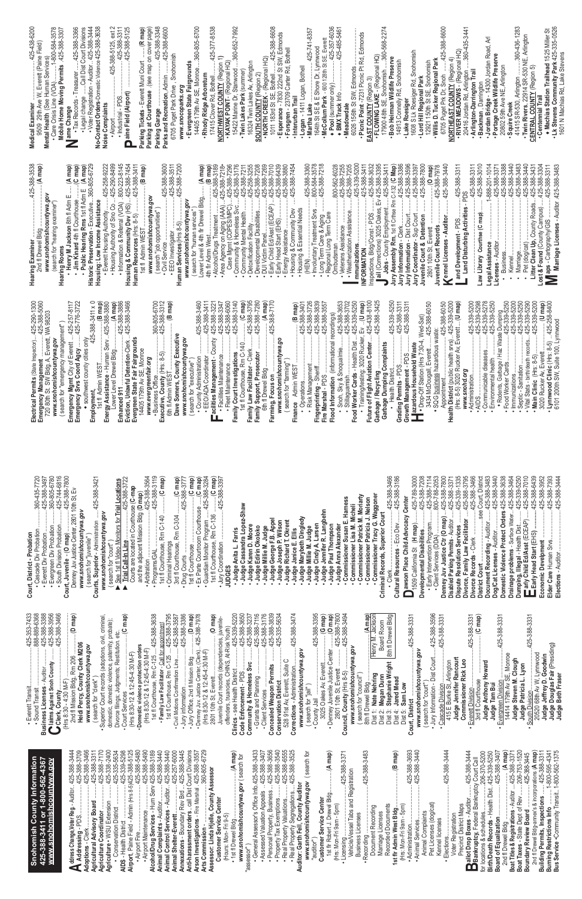# Snohomish County Information

**425-388-3411 or 1-800-562-4367**
**www.snohomishcountywa.gov**

## A

**Address Change/Voter Reg** - Auditor .......... 425-388-3444
**Addressing** - PDS .......... 425-388-3709
**Adoptions** - Clerk .......... 425-388-3466
**Agricultural Advisory Board** .......... 425-388-3311
**Agriculture Coordinator** .......... 425-388-7170
**Agriculture** • WSU Extension .......... 425-338-2400
• Conservation District .......... 425-335-5634
**AIDS** - Health District .......... 425-339-5298
**Airport**, Paine Field - Admin (Hrs 8-5) 425-388-5125
• Airport Fire .......... 425-388-5480
• Airport Maintenance .......... 425-388-5490
**Alcohol/Drug Services** - Hum Serv 425-388-3189
**Animal Complaints** - Auditor .......... 425-388-3440
**Animal Control Services** - Auditor .......... 425-388-3440
**Animal Shelter-Everett** .......... 425-257-6000
**Annexations** - Boundary Rev Brd .......... 425-388-3445
**Anti-harassment orders** - call Dist Court Divisions
**Arson Investigations** - Fire Marshal 425-388-3557
**Arts Commission** .......... 360-805-6729
**Assessor: Linda Hjelle, County Assessor**
**Customer Service Center**
(Hours: Mon - Fri 8-5)
• 1st fl Drewel Bldg .......... **(A map)**
*www.snohomishcountywa.gov* (search for "assessor")
• General Assessor's Office Info 425-388-3433
• Assessed Valuation Appeals .......... 425-388-3407
• Personal Property, Business .......... 425-388-3656
• Property Tax Exemptions .......... 425-388-3540
• Real Property Valuations .......... 425-388-3655
• Real Property Segregations .......... 425-388-3525
**Auditor: Garth Fell, County Auditor**
*www.snohomishcountywa.gov* (search for "auditor")
**Customer Service Center**
1st fl Robert J. Drewel Bldg .......... **(A map)**
(Hrs: Mon-Fri 9am - 5pm)
• Licensing .......... 425-388-3371
Vehicle/Vessel Tabs and Registration
Business Licenses
• Recording .......... 425-388-3483
Document Recording
Marriage Licenses
Recorded Documents
**1st flr Admin West Bldg** .......... **(B map)**
(Hrs: Mon-Fri 9am - 5pm)
• Administration .......... 425-388-3693
• Animal Services .......... 425-388-3440
Animal Complaints
Pet Licenses (dog/cat)
Kennel licenses
• Elections .......... 425-388-3444
Voter Registration
Precinct District Maps
2nd fl Drewel Bldg **(A map)**

## B

**Ballot Drop Boxes** - Auditor .......... 425-388-3444
**Bankruptcy**, Federal Bankruptcy Court Call for locations & schedules .......... 206-370-5200
**Birth/Death Records** - Health Dist. 425-339-5250
**Board of Equalization** .......... 425-388-3407
**Boat Tabs & Registrations** - Auditor .......... 425-388-3371
**Boat Taxes** - State, Dept. of Rev .......... 206-753-1020
**Boundary Review Board** .......... 425-388-3445
2nd fl Drewel Bldg-annex's & incorporations **(A map)**
**Building Permits, Inspections** .......... 425-388-3311
**Burning Restrictions Info** .......... 1-800-595-4341
**Bus Service** - Community Transit .. 1-800-562-1375
• Everett Transit .......... 425-353-7433
• Sound Transit .......... 888-889-6368
**Business Licenses** - Auditor .......... 425-388-3371

## C

**Claims Against Snoh County** .......... 425-388-3956
**Clerk, County** .......... 425-388-3466
(Hrs 8:30 - 4:30 M-F)
2nd fl Mission Bldg, Rm 206 .......... **(D map)**
**Heidi Percy, County Clerk M206**
*www.snohomishcountywa.gov* (search for "clerk")
• Superior Court records (adoptions, civil, criminal, domestic, domestic violence, paternity, probate); Divorce filings; Judgments; Restitution, etc.
• Court Services .......... **(C map)**
(Hrs 8:30-12 & 12:45-4:30 M-F)
• **Domestic violence protection orders**
(Hrs 8:30-12 & 12:45-4:30 M-F)
1st fl Courthouse, Rm C-125 .......... 425-388-3638
• **Family Law Facilitator** - Call for appointment
1st fl Courthouse, Rm C-125 .......... 425-388-3795
• Civil Motions Confirmation Line .......... 425-388-3587
• Jury Information .......... 425-388-3386
• Jury Office, 2nd fl Mission Bldg .......... **(D map)**
• Denney Juv Justice Center (Clerk) .. 425-388-7978
2801 10th St, Everett .......... **(O map)**
Juvenile Court records (dependencies, juvenile offenders, truancies, CHINS, At-Risk Youth)
**Clinics** - Health District .......... 425-339-5220
**Code Enforcement** - PDS .......... 425-388-3650
**Community & Homeless Svc** .......... 425-388-3237
• Grants and Planning .......... 425-388-7116
• Client Services .......... 425-388-3176
**Concealed Weapon Permits** .......... 425-388-3839
**Conservation District** .......... 425-335-5634
528 91st Av, Everett, Suite C
**Corrections** .......... 425-388-3474
*www.snohomishcountywa.gov* (search for "jail")
• County Jail .......... 425-388-3395
3025 Oakes Av, Everett .......... **(G map)**
• Denney Juvenile Justice Center .......... **(O map)**
2801 10th St, Everett .......... 425-388-7800
**Council, County** (Hrs 8-5) .......... 425-388-3494
*www.snohomishcountywa.gov* (search for "council")
8th fl Drewel Bldg .......... **(A map)**

| | | |
|---|---|---|
| Dist 1: | **Nate Nehring** | Henry M. Jackson Board Room 8th fl Drewel Bldg |
| Dist 2: | **Megan Dunn** | |
| Dist 3: | **Stephanie Wright** | |
| Dist 4: | **Jared Mead** | |
| Dist 5: | **Sam Low** | |

**Court, District** .......... 425-388-3331
*www.snohomishcountywa.gov* (search for "court")
• Jury Information - Dist Court .......... 425-388-3596
• Cascade Division .......... 425-388-3331
415 E Burke St, Arlington
**Judge Jennifer Rancourt**
**Commissioner Rick Leo**
• Everett Division .......... 425-388-3331
3rd fl Courthouse .......... **(C map)**
**Judge Anthony Howard**
**Judge Tam Bui**
• Evergreen Division .......... 425-388-3331
14414 179th Av SE, Monroe
**Judge Steven M. Clough**
**Judge Patricia L. Lyon**
• South Division .......... 425-388-3331
20520 68th Av W, Lynnwood
**Judge Jeffrey D. Goodwin**
**Judge Douglas Fair** (Presiding)
**Judge Beth Fraser**

**Court, District - Probation**
• Cascade Div Probation .......... 360-435-7720
• Everett Div Probation .......... 425-388-3497
• Evergreen Div Probation .......... 360-805-6780
• South Div Probation .......... 425-744-6816
**Court, Juvenile** - (O map) .......... 425-388-7800
Denney Juv Justice Center, 2801 10th St, Ev
*www.snohomishcountywa.gov* (search for "juvenile")
**Courts, Superior** - Administration .......... 425-388-3421
*www.snohomishcountywa.gov* (search for "court")
▶ See 1st fl Video Monitors for Trial Locations
▶ **Trial Call-In Line** .......... 425-388-3722
Courts are located in Courthouse (C map) and the adjacent Mission Bldg (D map)
• Arbitration .......... 425-388-3564
• Programs/GAL .......... 425-388-3119
1st fl Courthouse, Rm C-140 .......... **(C map)**
Criminal Hearings
3rd fl Courthouse, Rm C-304 .......... **(C map)**
• Ex Parte .......... 425-388-3777
1st fl Courthouse, Rm C-136 .......... **(C map)**
1st fl Courthouse .......... **(C map)**
• Ex Parte Courtroom Courthouse .......... **(C map)**
• Guardian Monitor Program .......... 425-388-3284
• Jury Coordination .......... 425-388-3397
**JUDGES**
• **Judge Anita L. Farris**
• **Judge Cassandra Lopez-Shaw**
• **Judge Karen D. Moore**
• **Judge Edirin Okoloko**
• **Judge Millie M. Judge**
• **Judge George F.B. Appel**
• **Judge Joseph P. Wilson**
• **Judge Richard T. Okrent**
• **Judge Janice E. Ellis**
• **Judge Bruce I. Weiss**
• **Judge Cindy A. Larsen**
• **Judge Jennifer R. Langbehn**
• **Judge Paul Thompson**
• **Judge Anna Alexander**
• **Commissioner Susan E. Harness**
• **Commissioner Lisa M. Paul**
• **Commissioner Patrick M. Moriarty**
• **Commissioner Patricia J. Nelson**
• **Commissioner Tracy G. Waggoner**
**Criminal Resources, Superior Court**
• Clerk .......... 425-388-3466
**Cultural Resources** - Eco Dev .......... 425-388-3186

## D

**Dawson Place Child Advocacy Center**
1509 California St (H map) .......... 425-789-3000
**Developmental Disabilities** .......... 425-388-7208
• Early Intervention Program .......... 425-388-7114
• Client Services (Info) .......... 425-388-3371
**Denney Juv Justice Ctr (O map)** .......... 425-388-7800
**Disabled Parking Permits** - Auditor .......... 425-388-3371
**Dispute Resolution Services** .......... 425-339-1335
**Divorce, Family Law Facilitator** .......... 425-388-3795
**Divorce Records** - Clerk .......... 425-388-3466
**District Court** .......... see Court, District
**Document Recording** - Auditor .......... 425-388-3483
**Dog/Cat Licenses** - Auditor .......... 425-388-3440
**Domestic Violence Protect Orders** 425-388-3638
**Drainage problems** - Surface Water .. 425-388-3464
**Dumping, Illegal** - Health Dist .......... 425-339-5250

## E

**Early Child Ed/Asst (ECEAP)** .......... 425-388-7010
**Early Head Start (EHS)** .......... 425-388-6439
**Economic Development** .......... 425-388-3952
**Elder Care** Human Srvs .......... 425-388-7393
**Elections** - Auditor .......... 425-388-3444
**Electrical Permits** (State Inspector) .. 425-290-1300
**Emergency Management** .......... 425-388-5060
720 80th St SW Bldg A, Everett, WA 98203
*www.snohomishcountywa.gov* (search for "emergency management")
**Emergency Mgmt** City of Everett .. 425-257-8117
**Emergency Srvs Coord Agcy** .......... 425-776-3722
• southwest county cities only
**Employment** .......... 425-388-3411 x 0
1st fl Admin WEST .......... **(B map)**
**Energy Assistance** - Human Serv .......... 425-388-3880
Lower Level Drewel Bldg .......... **(A map)**
**Enhanced 911** .......... 425-388-3440
**Eviction, Unlawful Detention** - Clerk .. 425-388-3466
**Evergreen State Fairgrounds**
14405 179th Av SE, Monroe
*www.evergreenfair.org*
• Business Office .......... 360-805-6700
**Executive, County** (Hrs: 8-5) .......... 425-388-3312
6th fl Admin WEST .......... **(B map)**
**Dave Somers, County Executive**
*www.snohomishcountywa.gov* (search for "executive")
• County Administration .......... 425-388-3460
• EEO/ADA Coordinator .......... 425-388-3347

## F

**Facilities Management** - County 425-388-3221
• Facilities Maintenance .......... 425-388-6060
• Fleet Maintenance .......... 425-388-7296
**Family Court Investigations** .......... 425-388-7140
**Family Court** - Clerk, Rm C-140 .......... **(C map)**
**Family Law Facilitator** - Clerk .......... 425-388-3795
**Family Support, Prosecutor** .......... 425-388-7280
6th fl Drewel Bldg .......... **(A map)**
**Farming, Focus on** .......... 425-388-7170
*www.snohomishcountywa.go* (search for "farming")
**Finance** - Admin WEST .......... **(B map)**
• Operations .......... 425-388-3491
• Risk Management .......... 425-388-3726
**Fingerprinting** - Sheriff .......... 425-388-3939
**Fire Marshal** - PDS .......... 425-388-3557
**Flood Information** (informational recordings)
• Snoh, Sky & Snoqualmie .......... 425-388-3653
• Stillaguamish .......... 425-388-3702
**Food Worker Cards** - Health Dist .. 425-339-5250
• Training/testing: 3020 Rucker, Ev .. **(U map)**
**Future of Flight Aviation Center** .. 425-438-8100
**Garbage Dumping Complaints** 425-388-3425

## G

**Garbage/Recycling**
• Health District .......... 425-339-5250
**Grading Permits** - PDS .......... 425-388-3311
**Growth Management** - PDS .......... 425-388-3311

## H

**Hazardous Household Waste**
• Drop-Off Station (Hrs 7:30-4, Wed-Sat)
3434 McDougall, Everett .......... 425-388-6050
• Client Services .......... hazardous waste
• Rodents, Garbage / Haz Waste Dumping
• Food Worker Cards
**Health District** (public health srvs) .. 425-339-5200
(Hrs: 8-5) 3020 Rucker Av, Everett .. **(U map)**
*www.snohd.org*
• Administration .......... 425-339-5200
• AIDS .......... 425-339-5298
• Communicable diseases .......... 425-339-5278
• Environmental health .......... 425-339-5250
• Food Worker Cards .......... 425-339-5250
• Immunizations .......... 425-339-5220
• Septic - Sanitation .......... 425-339-5250
• Vital Stats - birth/death records .. 425-339-5250
• **Main Clinic** (Hrs: 8-5) .......... 425-339-5220
3020 Rucker Av, Everett .......... **(U map)**
• **Lynnwood Clinic** (Hrs: 8-5) .......... 425-258-4400
6101 200th SW, Suite 100, Lynnwood
**Hearing Examiner** .......... 425-388-3538
2nd fl Drewel Bldg .......... **(A map)**
*www.snohomishcountywa.gov* (search for "hearing examiner")
**Hearing Rooms**
• **Henry M Jackson** 8th fl Adm E .......... **(A map)**
• **Robert J Drewel** 1st fl Adm E .......... **(A map)**
**Historic Preservation** - Executive .. 360-805-6729
**Housing: Low Income Assistance**
• Everett Housing Authority .......... 425-258-9222
• Housing Authority of Sno Co .......... 425-290-8499
• Information & Referral (VOA) .. 800-223-8145
**Housing & Community Dev** (HS) .. 425-388-7454
**Human Resources** (Hrs: 8-5) .......... 425-388-3411
1st fl Admin WEST .......... **(B map)**
*www.snohomishcountywa.gov* (search for "job opportunities")
• Civil Service .......... 425-388-3600
• EEO Investigator .......... 425-388-3511
**Human Services** (Hrs 8-5) .......... 425-388-7200
*www.snohomishcountywa.gov* (search for "human services")
Lower Level, 4th fl, Drewel Bldg .......... **(A map)**
4th flr Admin West .......... **(B map)**
• Alcohol/Drugs Treatment .......... 425-388-3189
• Area Agency on Aging (AAA) .. 425-388-7236
Case Mgmt (COPES/MPC) .......... 425-388-7266
• Community & Homeless Svc .......... 425-388-3176
• Children's Mental Health .......... 425-388-7221
• Detoxification Facility .......... 425-258-3255
• Developmental Disabilities .......... 425-388-7208
• DUI Victim Panel .......... 425-388-7269
• Early Child Ed/Asst (ECEAP) .. 425-388-7010
• Early Head Start (EHS) .......... 425-388-6439
• Energy Assistance .......... 425-388-3880
• Housing & Community Dev .......... 425-388-7454
• Housing & Essential Needs (HEN) .......... 425-388-3360
• Involuntary Treatment Srvs .......... 800-584-3578
• Long Term Care & Aging .......... 425-388-7218
• Regional Long Term Care Ombudsman .......... 800-562-6028
• Veterans Assistance .......... 425-388-7255
• Weatherization Assistance .......... 425-388-7205

## I

**Immunizations** .......... 425-339-5220
**INFORMATION** .......... 425-388-3411
**Inspections**, Bldg/Const - PDS .. 425-388-3632

## J

**Jail** (Corrections) 3025 Oakes, Ev 425-388-3395
• **Jobs** - County Employment .......... 425-388-3411
**Jury Assembly Rm**, 1st fl Crtse Rm C-132 **(C Map)**
**Jury Information** - Clerk .......... 425-388-3386
**Jury Information** - Dist Court .......... 425-388-3596
**Jury Coordinator** - Sup Court .......... 425-388-3397
**Juvenile Court & Detention** .......... 425-388-7800
2801 10th St, Everett .......... **(O map)**
**Juvenile Court Records** .......... 425-388-7978

## K

**Kennel Licenses** - Auditor .......... 425-388-3440

## L

**Land Development** - PDS .......... 425-388-3311
**Land Disturbing Activities** - PDS
**Law Library** Courthse **(C map)** .. 425-388-3010
**Legal Assistance** .......... 1-888-201-1014
**Licenses** - Auditor .......... 425-388-3371
• Business .......... 425-388-3371
• Vehicle/Vessel .......... 425-388-3371
• Marriage .......... 425-388-3483
• Pet (dog/cat) .......... 425-388-3440
**Litter Clean Up**, County Roads .. 425-388-3431
**Lost & Found** (County Campus) .. 425-388-3304

## M

**Maps** - Cartography/GIS .......... 425-388-3311
**Marriage Licenses** - Auditor 425-388-3483
**Medical Examiner** .......... 425-438-6200
9509 29th Ave W, Everett (Paine Field)
**Mental Health** (See Human Services)
• Care Crisis Line (VOA) .......... 1-800-584-3578
**Mobile Home Moving Permits** .. 425-388-3307

## N

**Name Change**
• Tax Records - Treasurer .......... 425-388-3366
• Anti-Harassment - Call Dist Court Divisions
• Voter Registration - Auditor .. 425-388-3444
**No-Contact Orders**-Domestic Violence 425-388-3638
**Noise Complaints**
• Airport .......... 425-388-5125, ext 2
• Industrial - PDS .......... 425-388-3311

## P

**Paine Field (Airport)** .......... 425-388-5125
**Parking Tickets** - Everett Muni Court .......... **(R map)**
**Parking at Courthouse** (see map on cover page)
**Parking Garage** .......... 425-388-3348
**Parks and Recreation**, Admin .......... 425-388-6600
6705 Puget Park Drive, Snohomish
*www.snocoparks.org*
• **Evergreen State Fairgrounds**
14405 179th Av SE, Monroe .......... 360-805-6700
• **Rhody Ridge Arboretum**
17415 Clover Rd, Bothell .......... 425-377-8738
**NORTHWEST COUNTY** (Region 1)
• **KAYAK POINT** - (Regional HQ)
15610 Marine Dr, Stanwood .......... 360-652-7992
• **Twin Lakes Park**
16324 Twin Lakes Av, Arlington
**SOUTH COUNTY** (Region 2)
• **NORTH CREEK** - (Regional HQ)
1011 183rd St SE, Bothell .......... 425-388-6608
• **Esperance** - 7830 222nd St SW, Edmonds
• **Forsgren** - 23709 Carter Rd, Bothell
• **Interurban Trail**
• **Logan** - 18411 Logan, Bothell
• **Martha Lake** .......... 425-741-8357
164th St SE & E Shore Dr, Lynnwood
• **McCollum Park** - 600 128th St SE, Everett
◆ Pool (summer only) .......... 425-357-6036
◆ BMX Track Info .......... 425-485-5461
• **Meadowdale**
6026 156th St SW, Edmonds
• **Picnic Point** - 7231 Picnic Pt Rd, Edmonds
**EAST COUNTY** (Region 3)
• **FLOWING LAKE** - (Regional HQ)
17900 48th SE, Snohomish .......... 360-568-2274
• **Bob Heirman Wildlife Preserve**
14913 Connelly Rd, Snohomish
• **Lake Roesiger**
1608 S Lk Roesiger Rd, Snohomish
• **Lord Hill Regional Park**
12921 150th St SE, Snohomish
• **Willis D. Tucker Regional Park**
6705 Puget Pk Dr, Snoh .......... 425-388-6600
**NORTHEAST COUNTY** (Region 4)
• **RIVER MEADOWS** - (Regional HQ)
20416 Jordan Rd, Arlington .......... 360-435-3441
• **Arlington-Darrington Trail**
• **Backman** - Darrington
• **Jordan Bridge** - 14300 Jordan Road, Arl
• **Portage Creek Wildlife Preserve**
20602 59th Ave NE, Arlington
• **Squire Creek**
41415 SR-530, Arlington .......... 360-436-1283
• **Twin Rivers**, 22914 SR-530 NE, Arlington
**CENTRAL COUNTY** (Region 5)
• **Centennial Trail**
◆ **Machias Station Trailhead** 1525 Miller St
• **Lk Stevens Community Park** 425-335-0526
1601 N Machias Rd, Lake Stevens